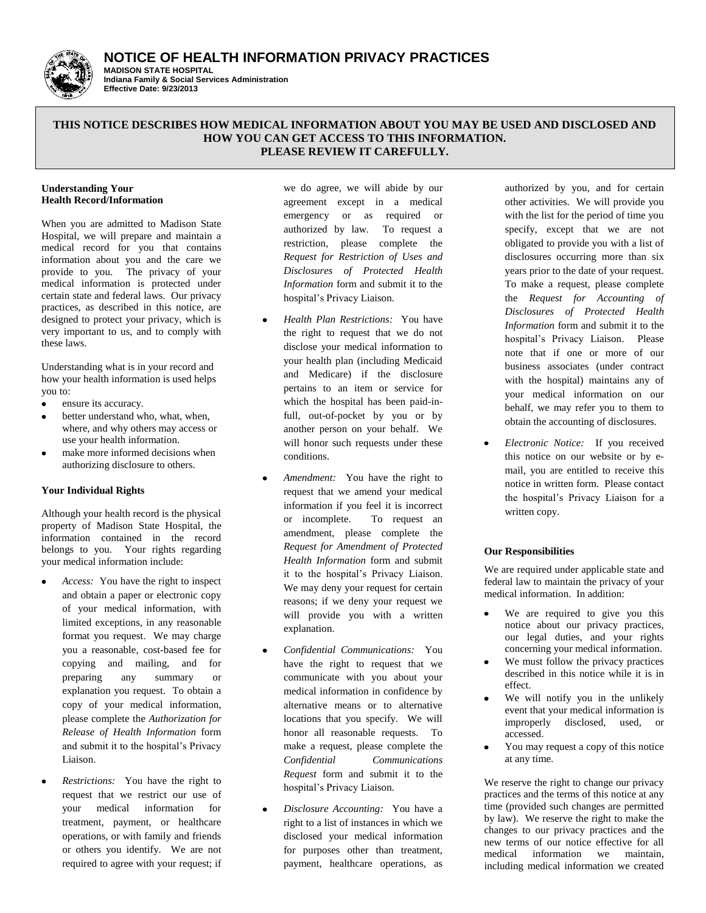# NOTICE OF HEALTH INFORMATION PRIVACY PRACTICES

**MADISON STATE HOSPITAL**
**Indiana Family & Social Services Administration**
**Effective Date: 9/23/2013**

**THIS NOTICE DESCRIBES HOW MEDICAL INFORMATION ABOUT YOU MAY BE USED AND DISCLOSED AND HOW YOU CAN GET ACCESS TO THIS INFORMATION. PLEASE REVIEW IT CAREFULLY.**

### Understanding Your Health Record/Information

When you are admitted to Madison State Hospital, we will prepare and maintain a medical record for you that contains information about you and the care we provide to you. The privacy of your medical information is protected under certain state and federal laws. Our privacy practices, as described in this notice, are designed to protect your privacy, which is very important to us, and to comply with these laws.

Understanding what is in your record and how your health information is used helps you to:

- ensure its accuracy.
- better understand who, what, when, where, and why others may access or use your health information.
- make more informed decisions when authorizing disclosure to others.

### Your Individual Rights

Although your health record is the physical property of Madison State Hospital, the information contained in the record belongs to you. Your rights regarding your medical information include:

- *Access:* You have the right to inspect and obtain a paper or electronic copy of your medical information, with limited exceptions, in any reasonable format you request. We may charge you a reasonable, cost-based fee for copying and mailing, and for preparing any summary or explanation you request. To obtain a copy of your medical information, please complete the *Authorization for Release of Health Information* form and submit it to the hospital's Privacy Liaison.
- *Restrictions:* You have the right to request that we restrict our use of your medical information for treatment, payment, or healthcare operations, or with family and friends or others you identify. We are not required to agree with your request; if we do agree, we will abide by our agreement except in a medical emergency or as required or authorized by law. To request a restriction, please complete the *Request for Restriction of Uses and Disclosures of Protected Health Information* form and submit it to the hospital's Privacy Liaison.
- *Health Plan Restrictions:* You have the right to request that we do not disclose your medical information to your health plan (including Medicaid and Medicare) if the disclosure pertains to an item or service for which the hospital has been paid-in-full, out-of-pocket by you or by another person on your behalf. We will honor such requests under these conditions.
- *Amendment:* You have the right to request that we amend your medical information if you feel it is incorrect or incomplete. To request an amendment, please complete the *Request for Amendment of Protected Health Information* form and submit it to the hospital's Privacy Liaison. We may deny your request for certain reasons; if we deny your request we will provide you with a written explanation.
- *Confidential Communications:* You have the right to request that we communicate with you about your medical information in confidence by alternative means or to alternative locations that you specify. We will honor all reasonable requests. To make a request, please complete the *Confidential Communications Request* form and submit it to the hospital's Privacy Liaison.
- *Disclosure Accounting:* You have a right to a list of instances in which we disclosed your medical information for purposes other than treatment, payment, healthcare operations, as authorized by you, and for certain other activities. We will provide you with the list for the period of time you specify, except that we are not obligated to provide you with a list of disclosures occurring more than six years prior to the date of your request. To make a request, please complete the *Request for Accounting of Disclosures of Protected Health Information* form and submit it to the hospital's Privacy Liaison. Please note that if one or more of our business associates (under contract with the hospital) maintains any of your medical information on our behalf, we may refer you to them to obtain the accounting of disclosures.
- *Electronic Notice:* If you received this notice on our website or by e-mail, you are entitled to receive this notice in written form. Please contact the hospital's Privacy Liaison for a written copy.

### Our Responsibilities

We are required under applicable state and federal law to maintain the privacy of your medical information. In addition:

- We are required to give you this notice about our privacy practices, our legal duties, and your rights concerning your medical information.
- We must follow the privacy practices described in this notice while it is in effect.
- We will notify you in the unlikely event that your medical information is improperly disclosed, used, or accessed.
- You may request a copy of this notice at any time.

We reserve the right to change our privacy practices and the terms of this notice at any time (provided such changes are permitted by law). We reserve the right to make the changes to our privacy practices and the new terms of our notice effective for all medical information we maintain, including medical information we created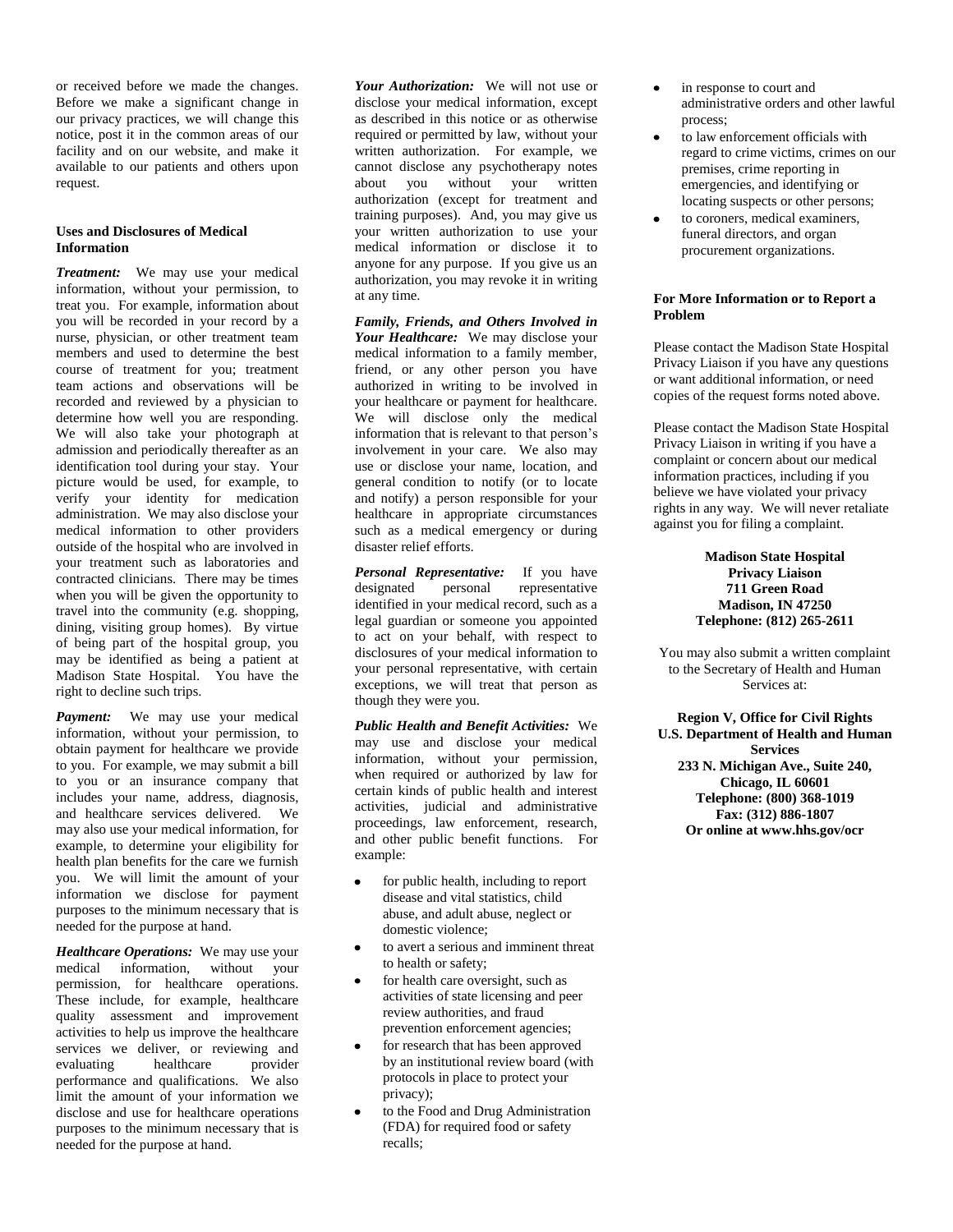or received before we made the changes. Before we make a significant change in our privacy practices, we will change this notice, post it in the common areas of our facility and on our website, and make it available to our patients and others upon request.

**Uses and Disclosures of Medical Information**

***Treatment:*** We may use your medical information, without your permission, to treat you. For example, information about you will be recorded in your record by a nurse, physician, or other treatment team members and used to determine the best course of treatment for you; treatment team actions and observations will be recorded and reviewed by a physician to determine how well you are responding. We will also take your photograph at admission and periodically thereafter as an identification tool during your stay. Your picture would be used, for example, to verify your identity for medication administration. We may also disclose your medical information to other providers outside of the hospital who are involved in your treatment such as laboratories and contracted clinicians. There may be times when you will be given the opportunity to travel into the community (e.g. shopping, dining, visiting group homes). By virtue of being part of the hospital group, you may be identified as being a patient at Madison State Hospital. You have the right to decline such trips.

***Payment:*** We may use your medical information, without your permission, to obtain payment for healthcare we provide to you. For example, we may submit a bill to you or an insurance company that includes your name, address, diagnosis, and healthcare services delivered. We may also use your medical information, for example, to determine your eligibility for health plan benefits for the care we furnish you. We will limit the amount of your information we disclose for payment purposes to the minimum necessary that is needed for the purpose at hand.

***Healthcare Operations:*** We may use your medical information, without your permission, for healthcare operations. These include, for example, healthcare quality assessment and improvement activities to help us improve the healthcare services we deliver, or reviewing and evaluating healthcare provider performance and qualifications. We also limit the amount of your information we disclose and use for healthcare operations purposes to the minimum necessary that is needed for the purpose at hand.

***Your Authorization:*** We will not use or disclose your medical information, except as described in this notice or as otherwise required or permitted by law, without your written authorization. For example, we cannot disclose any psychotherapy notes about you without your written authorization (except for treatment and training purposes). And, you may give us your written authorization to use your medical information or disclose it to anyone for any purpose. If you give us an authorization, you may revoke it in writing at any time.

***Family, Friends, and Others Involved in Your Healthcare:*** We may disclose your medical information to a family member, friend, or any other person you have authorized in writing to be involved in your healthcare or payment for healthcare. We will disclose only the medical information that is relevant to that person's involvement in your care. We also may use or disclose your name, location, and general condition to notify (or to locate and notify) a person responsible for your healthcare in appropriate circumstances such as a medical emergency or during disaster relief efforts.

***Personal Representative:*** If you have designated personal representative identified in your medical record, such as a legal guardian or someone you appointed to act on your behalf, with respect to disclosures of your medical information to your personal representative, with certain exceptions, we will treat that person as though they were you.

***Public Health and Benefit Activities:*** We may use and disclose your medical information, without your permission, when required or authorized by law for certain kinds of public health and interest activities, judicial and administrative proceedings, law enforcement, research, and other public benefit functions. For example:

- for public health, including to report disease and vital statistics, child abuse, and adult abuse, neglect or domestic violence;
- to avert a serious and imminent threat to health or safety;
- for health care oversight, such as activities of state licensing and peer review authorities, and fraud prevention enforcement agencies;
- for research that has been approved by an institutional review board (with protocols in place to protect your privacy);
- to the Food and Drug Administration (FDA) for required food or safety recalls;
- in response to court and administrative orders and other lawful process;
- to law enforcement officials with regard to crime victims, crimes on our premises, crime reporting in emergencies, and identifying or locating suspects or other persons;
- to coroners, medical examiners, funeral directors, and organ procurement organizations.

**For More Information or to Report a Problem**

Please contact the Madison State Hospital Privacy Liaison if you have any questions or want additional information, or need copies of the request forms noted above.

Please contact the Madison State Hospital Privacy Liaison in writing if you have a complaint or concern about our medical information practices, including if you believe we have violated your privacy rights in any way. We will never retaliate against you for filing a complaint.

**Madison State Hospital**
**Privacy Liaison**
**711 Green Road**
**Madison, IN 47250**
**Telephone: (812) 265-2611**

You may also submit a written complaint to the Secretary of Health and Human Services at:

**Region V, Office for Civil Rights**
**U.S. Department of Health and Human Services**
**233 N. Michigan Ave., Suite 240,**
**Chicago, IL 60601**
**Telephone: (800) 368-1019**
**Fax: (312) 886-1807**
**Or online at www.hhs.gov/ocr**